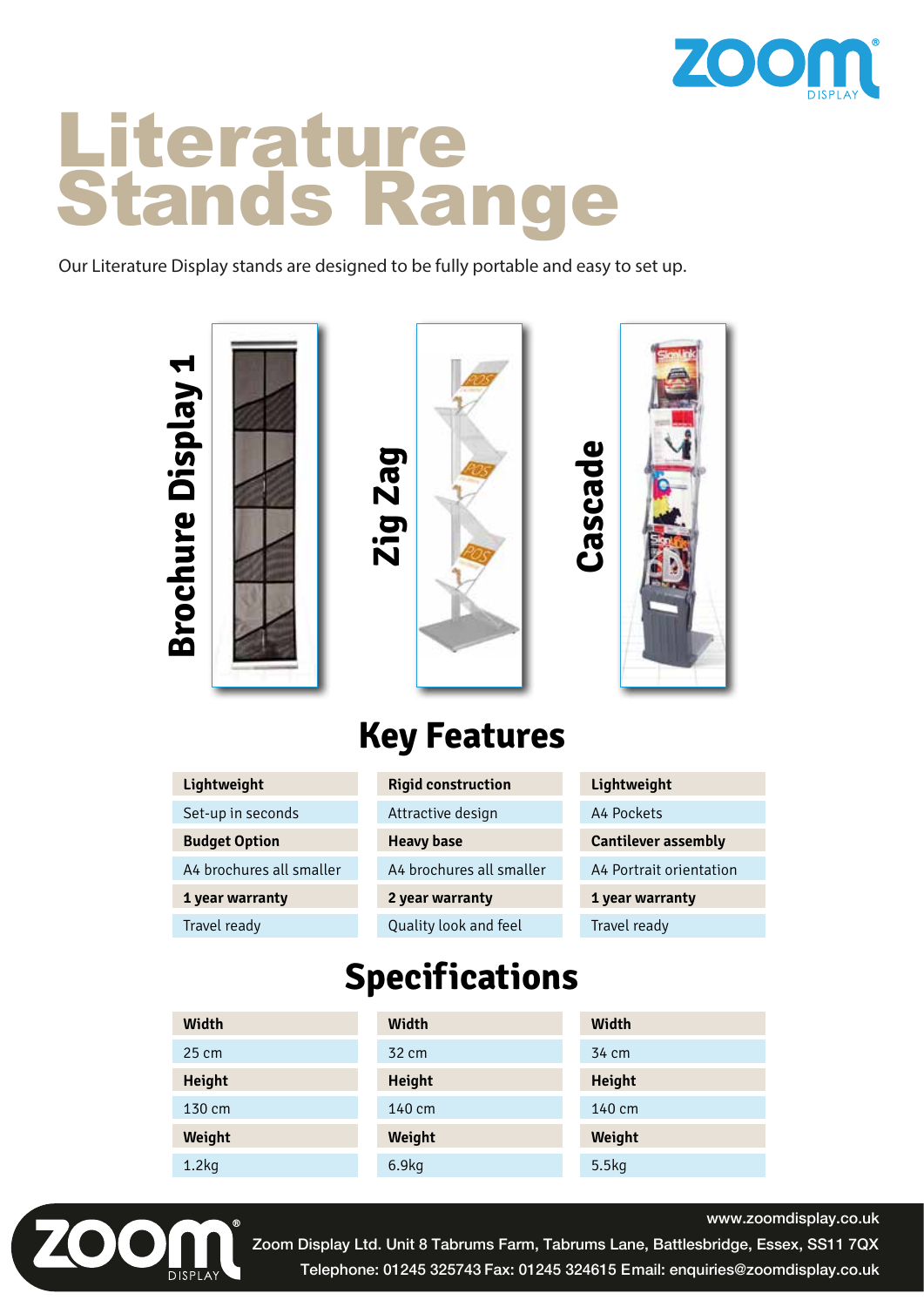# Literature Stands Range

Our Literature Display stands are designed to be fully portable and easy to set up.

**Brochure Display 1** | **Zig Zag** | **Cascade**

## Key Features

| Brochure Display 1 | Zig Zag | Cascade |
|---|---|---|
| **Lightweight** | **Rigid construction** | **Lightweight** |
| Set-up in seconds | Attractive design | A4 Pockets |
| **Budget Option** | **Heavy base** | **Cantilever assembly** |
| A4 brochures all smaller | A4 brochures all smaller | A4 Portrait orientation |
| **1 year warranty** | **2 year warranty** | **1 year warranty** |
| Travel ready | Quality look and feel | Travel ready |

## Specifications

| Brochure Display 1 | Zig Zag | Cascade |
|---|---|---|
| **Width** | **Width** | **Width** |
| 25 cm | 32 cm | 34 cm |
| **Height** | **Height** | **Height** |
| 130 cm | 140 cm | 140 cm |
| **Weight** | **Weight** | **Weight** |
| 1.2kg | 6.9kg | 5.5kg |

www.zoomdisplay.co.uk
Zoom Display Ltd. Unit 8 Tabrums Farm, Tabrums Lane, Battlesbridge, Essex, SS11 7QX
Telephone: 01245 325743 Fax: 01245 324615 Email: enquiries@zoomdisplay.co.uk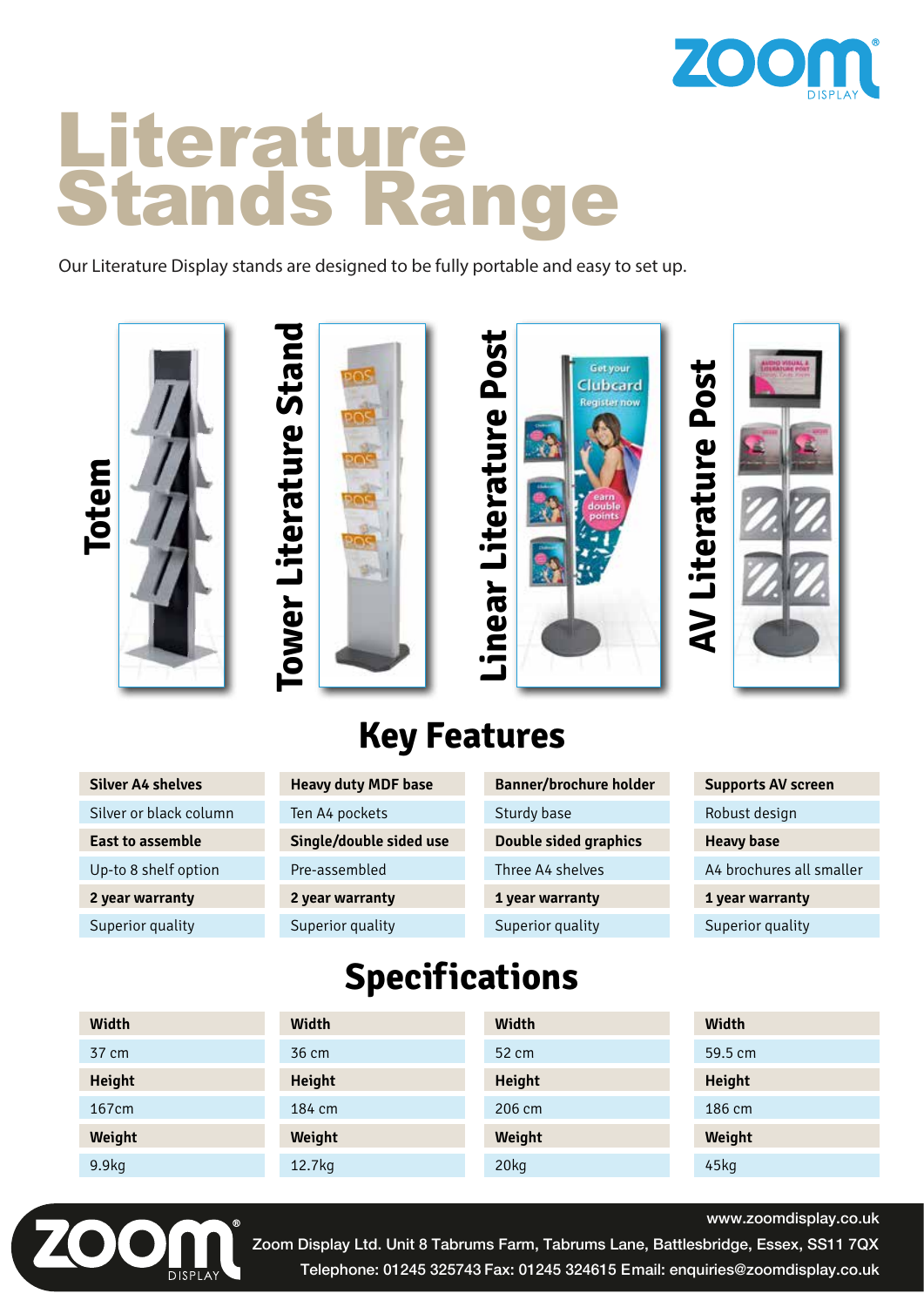# Literature Stands Range

Our Literature Display stands are designed to be fully portable and easy to set up.

Totem | Tower Literature Stand | Linear Literature Post | AV Literature Post

## Key Features

| Totem | Tower Literature Stand | Linear Literature Post | AV Literature Post |
|---|---|---|---|
| **Silver A4 shelves** | **Heavy duty MDF base** | **Banner/brochure holder** | **Supports AV screen** |
| Silver or black column | Ten A4 pockets | Sturdy base | Robust design |
| **East to assemble** | **Single/double sided use** | **Double sided graphics** | **Heavy base** |
| Up-to 8 shelf option | Pre-assembled | Three A4 shelves | A4 brochures all smaller |
| **2 year warranty** | **2 year warranty** | **1 year warranty** | **1 year warranty** |
| Superior quality | Superior quality | Superior quality | Superior quality |

## Specifications

| Totem | Tower Literature Stand | Linear Literature Post | AV Literature Post |
|---|---|---|---|
| **Width** | **Width** | **Width** | **Width** |
| 37 cm | 36 cm | 52 cm | 59.5 cm |
| **Height** | **Height** | **Height** | **Height** |
| 167cm | 184 cm | 206 cm | 186 cm |
| **Weight** | **Weight** | **Weight** | **Weight** |
| 9.9kg | 12.7kg | 20kg | 45kg |

www.zoomdisplay.co.uk

Zoom Display Ltd. Unit 8 Tabrums Farm, Tabrums Lane, Battlesbridge, Essex, SS11 7QX

Telephone: 01245 325743 Fax: 01245 324615 Email: enquiries@zoomdisplay.co.uk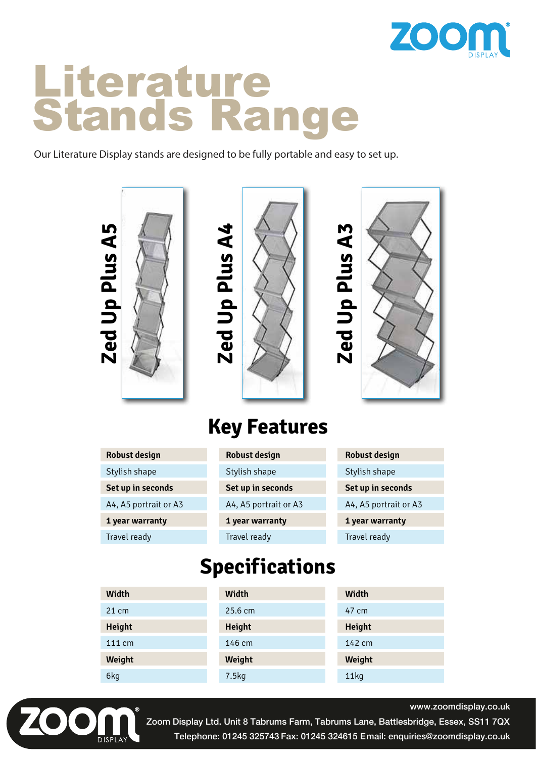# Literature Stands Range

Our Literature Display stands are designed to be fully portable and easy to set up.

Zed Up Plus A5

Zed Up Plus A4

Zed Up Plus A3

## Key Features

| Zed Up Plus A5 | Zed Up Plus A4 | Zed Up Plus A3 |
|---|---|---|
| **Robust design** | **Robust design** | **Robust design** |
| Stylish shape | Stylish shape | Stylish shape |
| **Set up in seconds** | **Set up in seconds** | **Set up in seconds** |
| A4, A5 portrait or A3 | A4, A5 portrait or A3 | A4, A5 portrait or A3 |
| **1 year warranty** | **1 year warranty** | **1 year warranty** |
| Travel ready | Travel ready | Travel ready |

## Specifications

| Zed Up Plus A5 | Zed Up Plus A4 | Zed Up Plus A3 |
|---|---|---|
| **Width** | **Width** | **Width** |
| 21 cm | 25.6 cm | 47 cm |
| **Height** | **Height** | **Height** |
| 111 cm | 146 cm | 142 cm |
| **Weight** | **Weight** | **Weight** |
| 6kg | 7.5kg | 11kg |

www.zoomdisplay.co.uk

Zoom Display Ltd. Unit 8 Tabrums Farm, Tabrums Lane, Battlesbridge, Essex, SS11 7QX

Telephone: 01245 325743 Fax: 01245 324615 Email: enquiries@zoomdisplay.co.uk